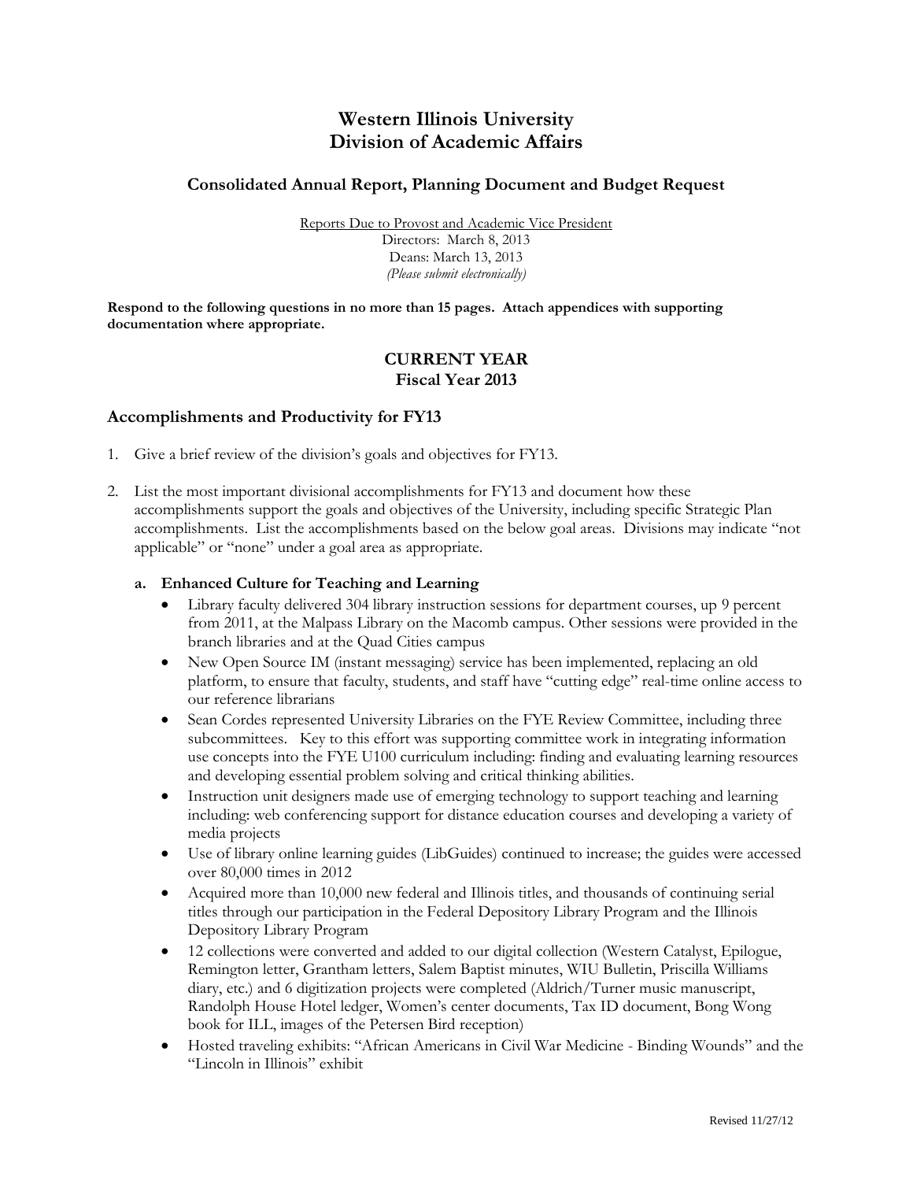# Western Illinois University
# Division of Academic Affairs

## Consolidated Annual Report, Planning Document and Budget Request

Reports Due to Provost and Academic Vice President
Directors: March 8, 2013
Deans: March 13, 2013
*(Please submit electronically)*

**Respond to the following questions in no more than 15 pages. Attach appendices with supporting documentation where appropriate.**

## CURRENT YEAR
## Fiscal Year 2013

### Accomplishments and Productivity for FY13

1. Give a brief review of the division's goals and objectives for FY13.

2. List the most important divisional accomplishments for FY13 and document how these accomplishments support the goals and objectives of the University, including specific Strategic Plan accomplishments. List the accomplishments based on the below goal areas. Divisions may indicate "not applicable" or "none" under a goal area as appropriate.

   **a. Enhanced Culture for Teaching and Learning**

   - Library faculty delivered 304 library instruction sessions for department courses, up 9 percent from 2011, at the Malpass Library on the Macomb campus. Other sessions were provided in the branch libraries and at the Quad Cities campus
   - New Open Source IM (instant messaging) service has been implemented, replacing an old platform, to ensure that faculty, students, and staff have "cutting edge" real-time online access to our reference librarians
   - Sean Cordes represented University Libraries on the FYE Review Committee, including three subcommittees. Key to this effort was supporting committee work in integrating information use concepts into the FYE U100 curriculum including: finding and evaluating learning resources and developing essential problem solving and critical thinking abilities.
   - Instruction unit designers made use of emerging technology to support teaching and learning including: web conferencing support for distance education courses and developing a variety of media projects
   - Use of library online learning guides (LibGuides) continued to increase; the guides were accessed over 80,000 times in 2012
   - Acquired more than 10,000 new federal and Illinois titles, and thousands of continuing serial titles through our participation in the Federal Depository Library Program and the Illinois Depository Library Program
   - 12 collections were converted and added to our digital collection (Western Catalyst, Epilogue, Remington letter, Grantham letters, Salem Baptist minutes, WIU Bulletin, Priscilla Williams diary, etc.) and 6 digitization projects were completed (Aldrich/Turner music manuscript, Randolph House Hotel ledger, Women's center documents, Tax ID document, Bong Wong book for ILL, images of the Petersen Bird reception)
   - Hosted traveling exhibits: "African Americans in Civil War Medicine - Binding Wounds" and the "Lincoln in Illinois" exhibit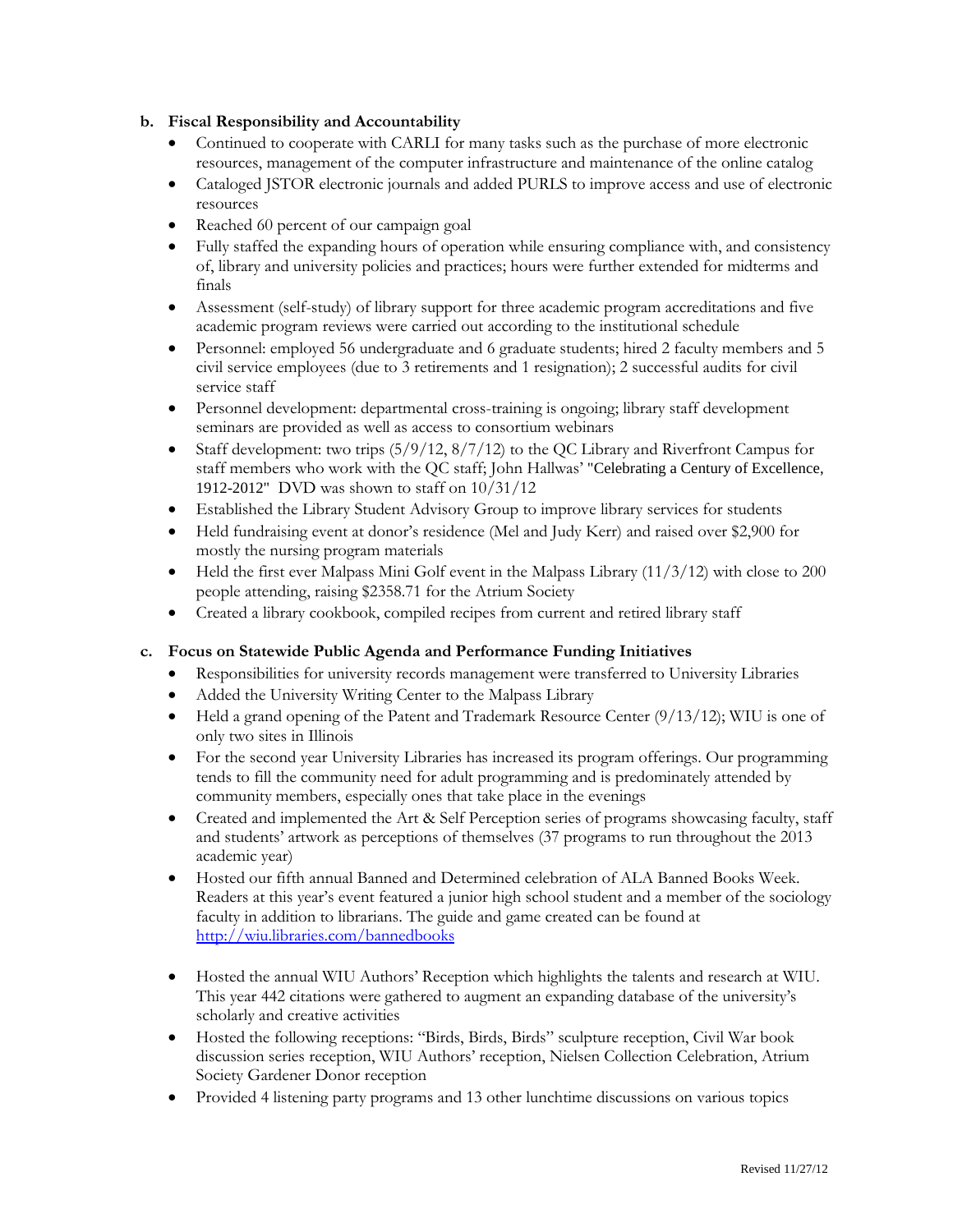**b. Fiscal Responsibility and Accountability**

- Continued to cooperate with CARLI for many tasks such as the purchase of more electronic resources, management of the computer infrastructure and maintenance of the online catalog
- Cataloged JSTOR electronic journals and added PURLS to improve access and use of electronic resources
- Reached 60 percent of our campaign goal
- Fully staffed the expanding hours of operation while ensuring compliance with, and consistency of, library and university policies and practices; hours were further extended for midterms and finals
- Assessment (self-study) of library support for three academic program accreditations and five academic program reviews were carried out according to the institutional schedule
- Personnel: employed 56 undergraduate and 6 graduate students; hired 2 faculty members and 5 civil service employees (due to 3 retirements and 1 resignation); 2 successful audits for civil service staff
- Personnel development: departmental cross-training is ongoing; library staff development seminars are provided as well as access to consortium webinars
- Staff development: two trips (5/9/12, 8/7/12) to the QC Library and Riverfront Campus for staff members who work with the QC staff; John Hallwas' "Celebrating a Century of Excellence, 1912-2012" DVD was shown to staff on 10/31/12
- Established the Library Student Advisory Group to improve library services for students
- Held fundraising event at donor's residence (Mel and Judy Kerr) and raised over $2,900 for mostly the nursing program materials
- Held the first ever Malpass Mini Golf event in the Malpass Library (11/3/12) with close to 200 people attending, raising $2358.71 for the Atrium Society
- Created a library cookbook, compiled recipes from current and retired library staff

**c. Focus on Statewide Public Agenda and Performance Funding Initiatives**

- Responsibilities for university records management were transferred to University Libraries
- Added the University Writing Center to the Malpass Library
- Held a grand opening of the Patent and Trademark Resource Center (9/13/12); WIU is one of only two sites in Illinois
- For the second year University Libraries has increased its program offerings. Our programming tends to fill the community need for adult programming and is predominately attended by community members, especially ones that take place in the evenings
- Created and implemented the Art & Self Perception series of programs showcasing faculty, staff and students' artwork as perceptions of themselves (37 programs to run throughout the 2013 academic year)
- Hosted our fifth annual Banned and Determined celebration of ALA Banned Books Week. Readers at this year's event featured a junior high school student and a member of the sociology faculty in addition to librarians. The guide and game created can be found at http://wiu.libraries.com/bannedbooks
- Hosted the annual WIU Authors' Reception which highlights the talents and research at WIU. This year 442 citations were gathered to augment an expanding database of the university's scholarly and creative activities
- Hosted the following receptions: "Birds, Birds, Birds" sculpture reception, Civil War book discussion series reception, WIU Authors' reception, Nielsen Collection Celebration, Atrium Society Gardener Donor reception
- Provided 4 listening party programs and 13 other lunchtime discussions on various topics

Revised 11/27/12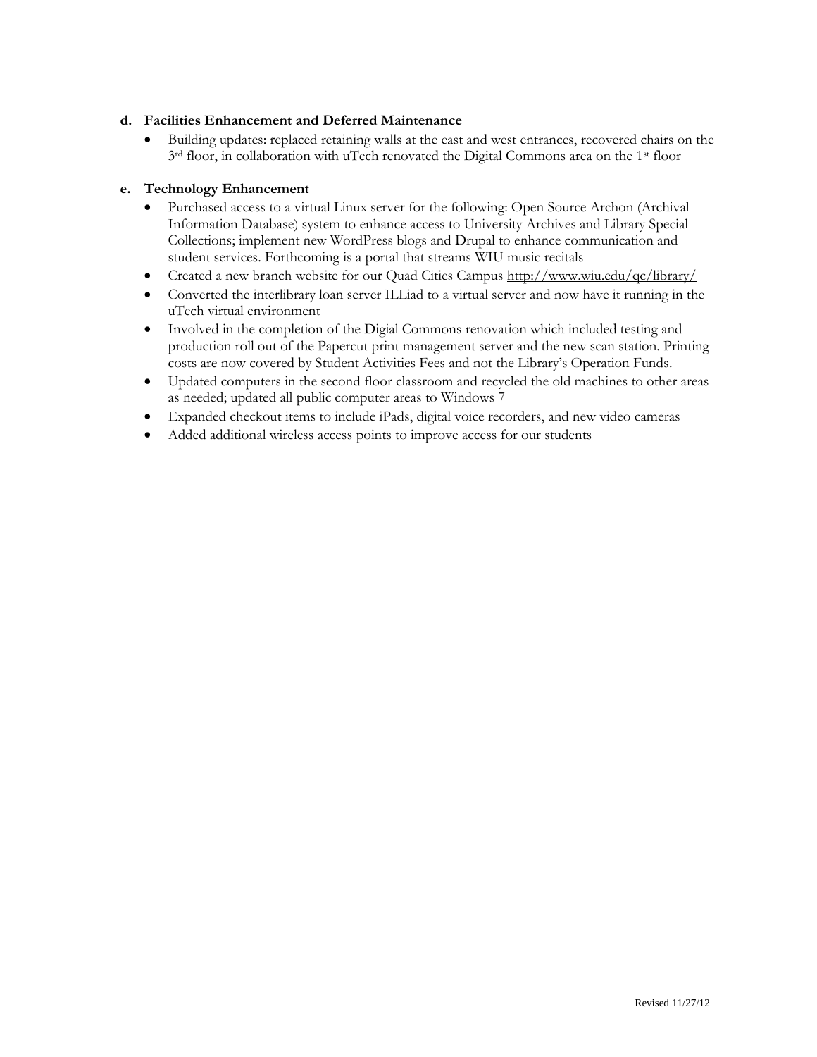**d. Facilities Enhancement and Deferred Maintenance**

- Building updates: replaced retaining walls at the east and west entrances, recovered chairs on the 3rd floor, in collaboration with uTech renovated the Digital Commons area on the 1st floor

**e. Technology Enhancement**

- Purchased access to a virtual Linux server for the following: Open Source Archon (Archival Information Database) system to enhance access to University Archives and Library Special Collections; implement new WordPress blogs and Drupal to enhance communication and student services. Forthcoming is a portal that streams WIU music recitals
- Created a new branch website for our Quad Cities Campus http://www.wiu.edu/qc/library/
- Converted the interlibrary loan server ILLiad to a virtual server and now have it running in the uTech virtual environment
- Involved in the completion of the Digial Commons renovation which included testing and production roll out of the Papercut print management server and the new scan station. Printing costs are now covered by Student Activities Fees and not the Library's Operation Funds.
- Updated computers in the second floor classroom and recycled the old machines to other areas as needed; updated all public computer areas to Windows 7
- Expanded checkout items to include iPads, digital voice recorders, and new video cameras
- Added additional wireless access points to improve access for our students

Revised 11/27/12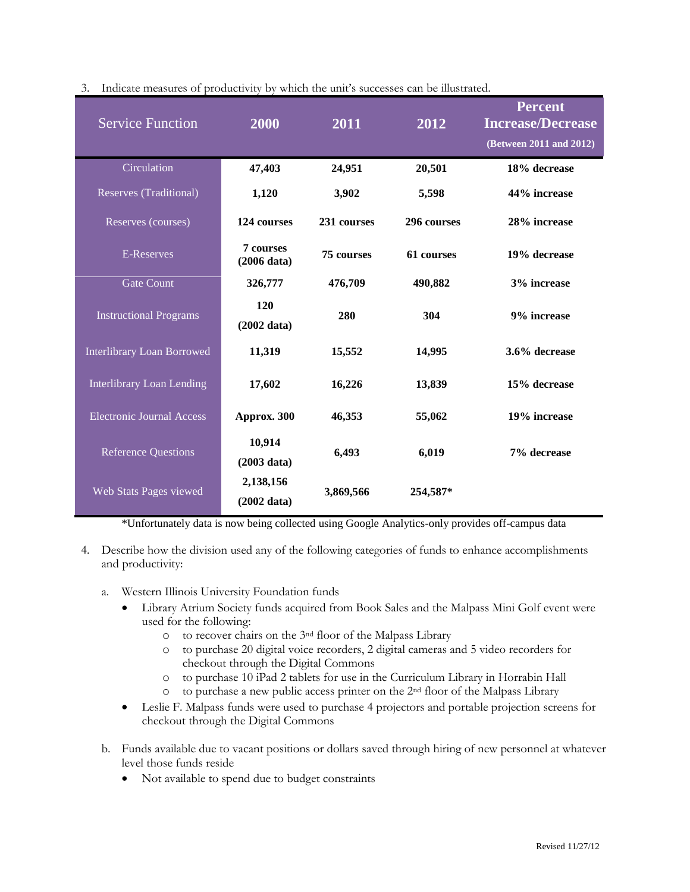3. Indicate measures of productivity by which the unit's successes can be illustrated.

| Service Function | 2000 | 2011 | 2012 | Percent Increase/Decrease (Between 2011 and 2012) |
|---|---|---|---|---|
| Circulation | 47,403 | 24,951 | 20,501 | 18% decrease |
| Reserves (Traditional) | 1,120 | 3,902 | 5,598 | 44% increase |
| Reserves (courses) | 124 courses | 231 courses | 296 courses | 28% increase |
| E-Reserves | 7 courses (2006 data) | 75 courses | 61 courses | 19% decrease |
| Gate Count | 326,777 | 476,709 | 490,882 | 3% increase |
| Instructional Programs | 120 (2002 data) | 280 | 304 | 9% increase |
| Interlibrary Loan Borrowed | 11,319 | 15,552 | 14,995 | 3.6% decrease |
| Interlibrary Loan Lending | 17,602 | 16,226 | 13,839 | 15% decrease |
| Electronic Journal Access | Approx. 300 | 46,353 | 55,062 | 19% increase |
| Reference Questions | 10,914 (2003 data) | 6,493 | 6,019 | 7% decrease |
| Web Stats Pages viewed | 2,138,156 (2002 data) | 3,869,566 | 254,587* | |

*Unfortunately data is now being collected using Google Analytics-only provides off-campus data

4. Describe how the division used any of the following categories of funds to enhance accomplishments and productivity:

   a. Western Illinois University Foundation funds
      - Library Atrium Society funds acquired from Book Sales and the Malpass Mini Golf event were used for the following:
        - to recover chairs on the 3rd floor of the Malpass Library
        - to purchase 20 digital voice recorders, 2 digital cameras and 5 video recorders for checkout through the Digital Commons
        - to purchase 10 iPad 2 tablets for use in the Curriculum Library in Horrabin Hall
        - to purchase a new public access printer on the 2nd floor of the Malpass Library
      - Leslie F. Malpass funds were used to purchase 4 projectors and portable projection screens for checkout through the Digital Commons

   b. Funds available due to vacant positions or dollars saved through hiring of new personnel at whatever level those funds reside
      - Not available to spend due to budget constraints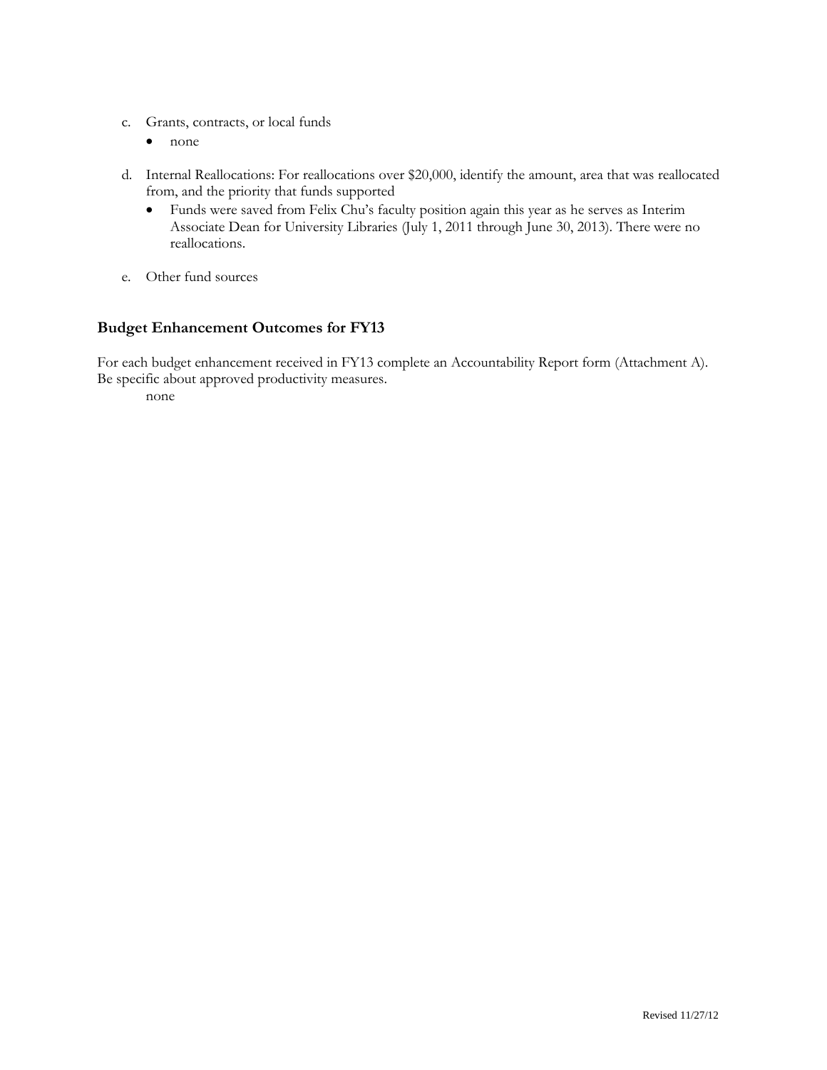c. Grants, contracts, or local funds
   - none

d. Internal Reallocations: For reallocations over $20,000, identify the amount, area that was reallocated from, and the priority that funds supported
   - Funds were saved from Felix Chu's faculty position again this year as he serves as Interim Associate Dean for University Libraries (July 1, 2011 through June 30, 2013). There were no reallocations.

e. Other fund sources

## Budget Enhancement Outcomes for FY13

For each budget enhancement received in FY13 complete an Accountability Report form (Attachment A). Be specific about approved productivity measures.

none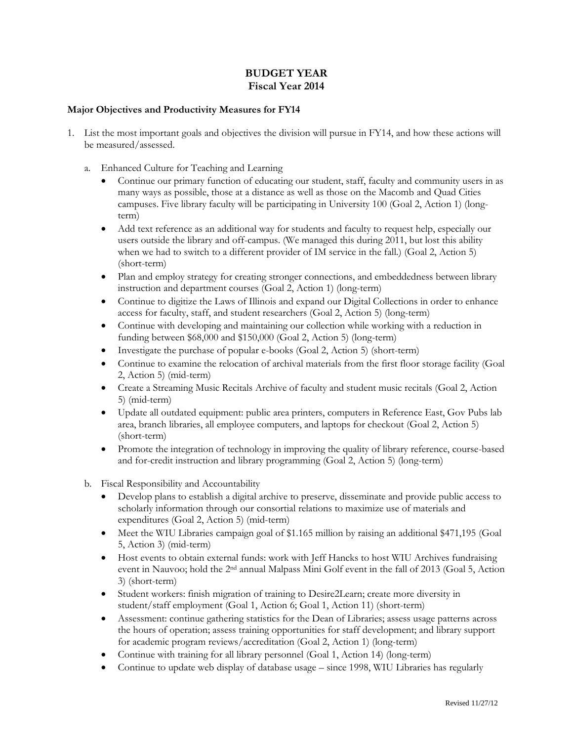# BUDGET YEAR
# Fiscal Year 2014

**Major Objectives and Productivity Measures for FY14**

1. List the most important goals and objectives the division will pursue in FY14, and how these actions will be measured/assessed.

   a. Enhanced Culture for Teaching and Learning
      - Continue our primary function of educating our student, staff, faculty and community users in as many ways as possible, those at a distance as well as those on the Macomb and Quad Cities campuses. Five library faculty will be participating in University 100 (Goal 2, Action 1) (long-term)
      - Add text reference as an additional way for students and faculty to request help, especially our users outside the library and off-campus. (We managed this during 2011, but lost this ability when we had to switch to a different provider of IM service in the fall.) (Goal 2, Action 5) (short-term)
      - Plan and employ strategy for creating stronger connections, and embeddedness between library instruction and department courses (Goal 2, Action 1) (long-term)
      - Continue to digitize the Laws of Illinois and expand our Digital Collections in order to enhance access for faculty, staff, and student researchers (Goal 2, Action 5) (long-term)
      - Continue with developing and maintaining our collection while working with a reduction in funding between $68,000 and $150,000 (Goal 2, Action 5) (long-term)
      - Investigate the purchase of popular e-books (Goal 2, Action 5) (short-term)
      - Continue to examine the relocation of archival materials from the first floor storage facility (Goal 2, Action 5) (mid-term)
      - Create a Streaming Music Recitals Archive of faculty and student music recitals (Goal 2, Action 5) (mid-term)
      - Update all outdated equipment: public area printers, computers in Reference East, Gov Pubs lab area, branch libraries, all employee computers, and laptops for checkout (Goal 2, Action 5) (short-term)
      - Promote the integration of technology in improving the quality of library reference, course-based and for-credit instruction and library programming (Goal 2, Action 5) (long-term)

   b. Fiscal Responsibility and Accountability
      - Develop plans to establish a digital archive to preserve, disseminate and provide public access to scholarly information through our consortial relations to maximize use of materials and expenditures (Goal 2, Action 5) (mid-term)
      - Meet the WIU Libraries campaign goal of $1.165 million by raising an additional $471,195 (Goal 5, Action 3) (mid-term)
      - Host events to obtain external funds: work with Jeff Hancks to host WIU Archives fundraising event in Nauvoo; hold the 2nd annual Malpass Mini Golf event in the fall of 2013 (Goal 5, Action 3) (short-term)
      - Student workers: finish migration of training to Desire2Learn; create more diversity in student/staff employment (Goal 1, Action 6; Goal 1, Action 11) (short-term)
      - Assessment: continue gathering statistics for the Dean of Libraries; assess usage patterns across the hours of operation; assess training opportunities for staff development; and library support for academic program reviews/accreditation (Goal 2, Action 1) (long-term)
      - Continue with training for all library personnel (Goal 1, Action 14) (long-term)
      - Continue to update web display of database usage – since 1998, WIU Libraries has regularly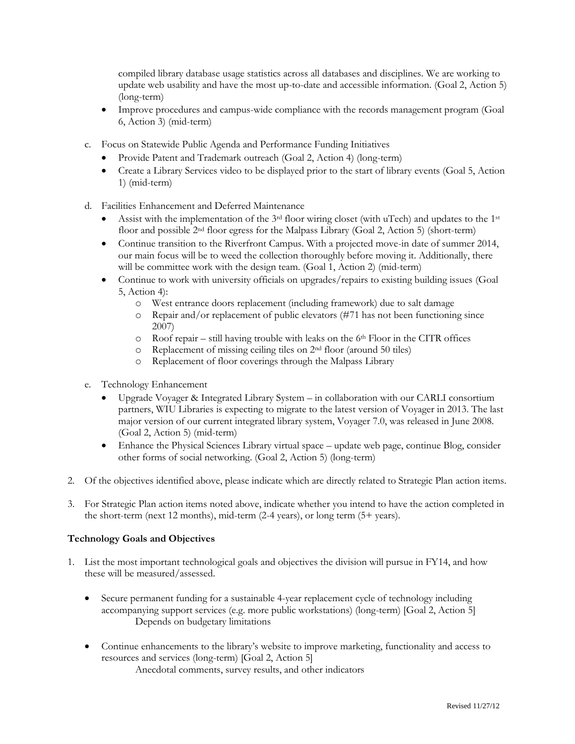compiled library database usage statistics across all databases and disciplines. We are working to update web usability and have the most up-to-date and accessible information. (Goal 2, Action 5) (long-term)

- Improve procedures and campus-wide compliance with the records management program (Goal 6, Action 3) (mid-term)

c. Focus on Statewide Public Agenda and Performance Funding Initiatives
   - Provide Patent and Trademark outreach (Goal 2, Action 4) (long-term)
   - Create a Library Services video to be displayed prior to the start of library events (Goal 5, Action 1) (mid-term)

d. Facilities Enhancement and Deferred Maintenance
   - Assist with the implementation of the 3rd floor wiring closet (with uTech) and updates to the 1st floor and possible 2nd floor egress for the Malpass Library (Goal 2, Action 5) (short-term)
   - Continue transition to the Riverfront Campus. With a projected move-in date of summer 2014, our main focus will be to weed the collection thoroughly before moving it. Additionally, there will be committee work with the design team. (Goal 1, Action 2) (mid-term)
   - Continue to work with university officials on upgrades/repairs to existing building issues (Goal 5, Action 4):
     - West entrance doors replacement (including framework) due to salt damage
     - Repair and/or replacement of public elevators (#71 has not been functioning since 2007)
     - Roof repair – still having trouble with leaks on the 6th Floor in the CITR offices
     - Replacement of missing ceiling tiles on 2nd floor (around 50 tiles)
     - Replacement of floor coverings through the Malpass Library

e. Technology Enhancement
   - Upgrade Voyager & Integrated Library System – in collaboration with our CARLI consortium partners, WIU Libraries is expecting to migrate to the latest version of Voyager in 2013. The last major version of our current integrated library system, Voyager 7.0, was released in June 2008. (Goal 2, Action 5) (mid-term)
   - Enhance the Physical Sciences Library virtual space – update web page, continue Blog, consider other forms of social networking. (Goal 2, Action 5) (long-term)

2. Of the objectives identified above, please indicate which are directly related to Strategic Plan action items.

3. For Strategic Plan action items noted above, indicate whether you intend to have the action completed in the short-term (next 12 months), mid-term (2-4 years), or long term (5+ years).

**Technology Goals and Objectives**

1. List the most important technological goals and objectives the division will pursue in FY14, and how these will be measured/assessed.

   - Secure permanent funding for a sustainable 4-year replacement cycle of technology including accompanying support services (e.g. more public workstations) (long-term) [Goal 2, Action 5]
     Depends on budgetary limitations

   - Continue enhancements to the library's website to improve marketing, functionality and access to resources and services (long-term) [Goal 2, Action 5]
     Anecdotal comments, survey results, and other indicators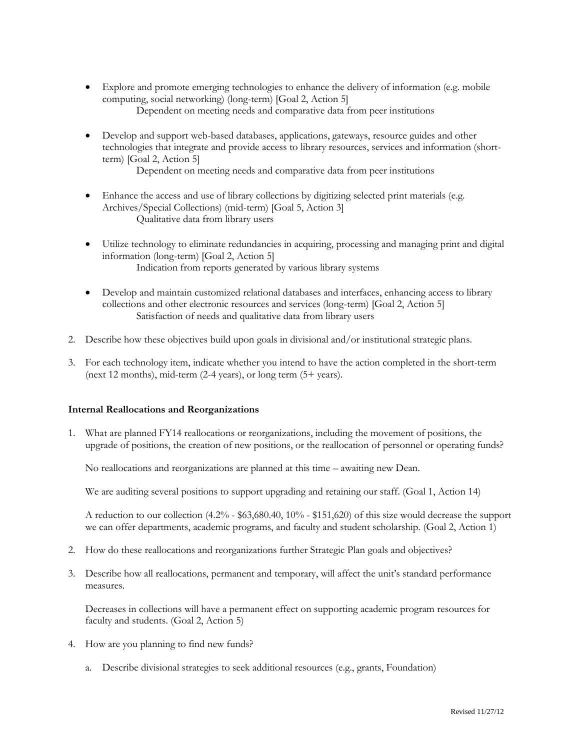- Explore and promote emerging technologies to enhance the delivery of information (e.g. mobile computing, social networking) (long-term) [Goal 2, Action 5]
  Dependent on meeting needs and comparative data from peer institutions

- Develop and support web-based databases, applications, gateways, resource guides and other technologies that integrate and provide access to library resources, services and information (short-term) [Goal 2, Action 5]
  Dependent on meeting needs and comparative data from peer institutions

- Enhance the access and use of library collections by digitizing selected print materials (e.g. Archives/Special Collections) (mid-term) [Goal 5, Action 3]
  Qualitative data from library users

- Utilize technology to eliminate redundancies in acquiring, processing and managing print and digital information (long-term) [Goal 2, Action 5]
  Indication from reports generated by various library systems

- Develop and maintain customized relational databases and interfaces, enhancing access to library collections and other electronic resources and services (long-term) [Goal 2, Action 5]
  Satisfaction of needs and qualitative data from library users

2. Describe how these objectives build upon goals in divisional and/or institutional strategic plans.

3. For each technology item, indicate whether you intend to have the action completed in the short-term (next 12 months), mid-term (2-4 years), or long term (5+ years).

**Internal Reallocations and Reorganizations**

1. What are planned FY14 reallocations or reorganizations, including the movement of positions, the upgrade of positions, the creation of new positions, or the reallocation of personnel or operating funds?

   No reallocations and reorganizations are planned at this time – awaiting new Dean.

   We are auditing several positions to support upgrading and retaining our staff. (Goal 1, Action 14)

   A reduction to our collection (4.2% - $63,680.40, 10% - $151,620) of this size would decrease the support we can offer departments, academic programs, and faculty and student scholarship. (Goal 2, Action 1)

2. How do these reallocations and reorganizations further Strategic Plan goals and objectives?

3. Describe how all reallocations, permanent and temporary, will affect the unit's standard performance measures.

   Decreases in collections will have a permanent effect on supporting academic program resources for faculty and students. (Goal 2, Action 5)

4. How are you planning to find new funds?

   a. Describe divisional strategies to seek additional resources (e.g., grants, Foundation)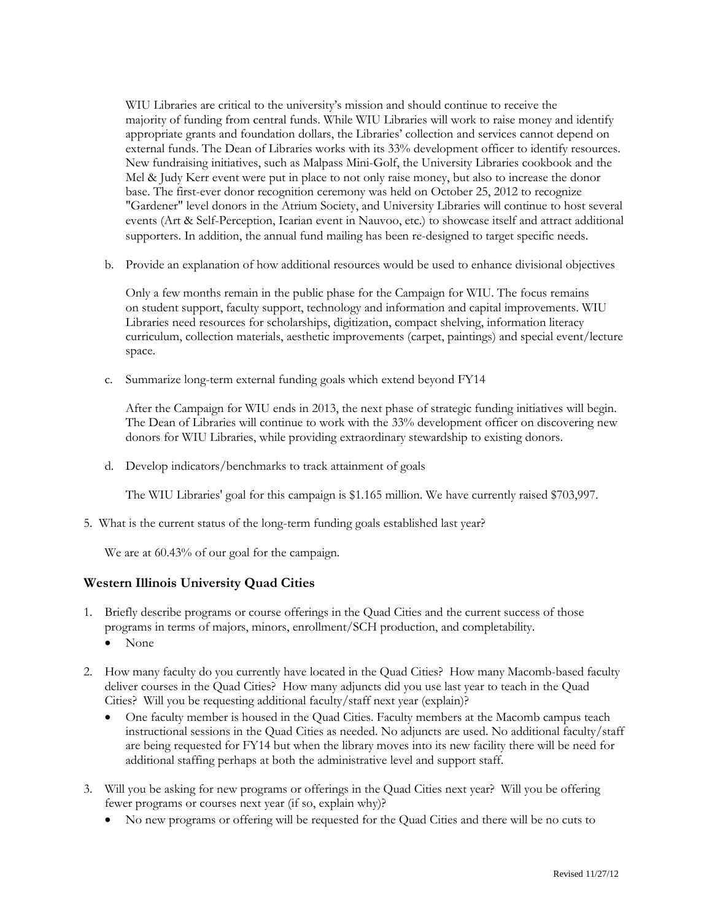WIU Libraries are critical to the university's mission and should continue to receive the majority of funding from central funds. While WIU Libraries will work to raise money and identify appropriate grants and foundation dollars, the Libraries' collection and services cannot depend on external funds. The Dean of Libraries works with its 33% development officer to identify resources. New fundraising initiatives, such as Malpass Mini-Golf, the University Libraries cookbook and the Mel & Judy Kerr event were put in place to not only raise money, but also to increase the donor base. The first-ever donor recognition ceremony was held on October 25, 2012 to recognize "Gardener" level donors in the Atrium Society, and University Libraries will continue to host several events (Art & Self-Perception, Icarian event in Nauvoo, etc.) to showcase itself and attract additional supporters. In addition, the annual fund mailing has been re-designed to target specific needs.

b. Provide an explanation of how additional resources would be used to enhance divisional objectives

Only a few months remain in the public phase for the Campaign for WIU. The focus remains on student support, faculty support, technology and information and capital improvements. WIU Libraries need resources for scholarships, digitization, compact shelving, information literacy curriculum, collection materials, aesthetic improvements (carpet, paintings) and special event/lecture space.

c. Summarize long-term external funding goals which extend beyond FY14

After the Campaign for WIU ends in 2013, the next phase of strategic funding initiatives will begin. The Dean of Libraries will continue to work with the 33% development officer on discovering new donors for WIU Libraries, while providing extraordinary stewardship to existing donors.

d. Develop indicators/benchmarks to track attainment of goals

The WIU Libraries' goal for this campaign is $1.165 million. We have currently raised $703,997.

5. What is the current status of the long-term funding goals established last year?

We are at 60.43% of our goal for the campaign.

### Western Illinois University Quad Cities

1. Briefly describe programs or course offerings in the Quad Cities and the current success of those programs in terms of majors, minors, enrollment/SCH production, and completability.
   - None
2. How many faculty do you currently have located in the Quad Cities? How many Macomb-based faculty deliver courses in the Quad Cities? How many adjuncts did you use last year to teach in the Quad Cities? Will you be requesting additional faculty/staff next year (explain)?
   - One faculty member is housed in the Quad Cities. Faculty members at the Macomb campus teach instructional sessions in the Quad Cities as needed. No adjuncts are used. No additional faculty/staff are being requested for FY14 but when the library moves into its new facility there will be need for additional staffing perhaps at both the administrative level and support staff.
3. Will you be asking for new programs or offerings in the Quad Cities next year? Will you be offering fewer programs or courses next year (if so, explain why)?
   - No new programs or offering will be requested for the Quad Cities and there will be no cuts to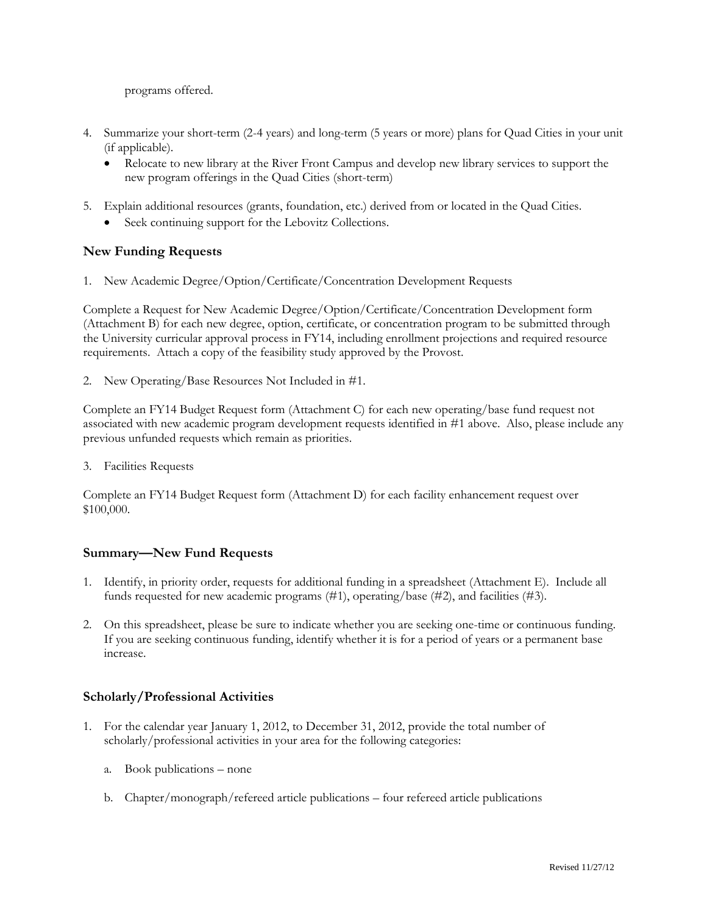programs offered.

4. Summarize your short-term (2-4 years) and long-term (5 years or more) plans for Quad Cities in your unit (if applicable).
   - Relocate to new library at the River Front Campus and develop new library services to support the new program offerings in the Quad Cities (short-term)

5. Explain additional resources (grants, foundation, etc.) derived from or located in the Quad Cities.
   - Seek continuing support for the Lebovitz Collections.

### New Funding Requests

1. New Academic Degree/Option/Certificate/Concentration Development Requests

Complete a Request for New Academic Degree/Option/Certificate/Concentration Development form (Attachment B) for each new degree, option, certificate, or concentration program to be submitted through the University curricular approval process in FY14, including enrollment projections and required resource requirements. Attach a copy of the feasibility study approved by the Provost.

2. New Operating/Base Resources Not Included in #1.

Complete an FY14 Budget Request form (Attachment C) for each new operating/base fund request not associated with new academic program development requests identified in #1 above. Also, please include any previous unfunded requests which remain as priorities.

3. Facilities Requests

Complete an FY14 Budget Request form (Attachment D) for each facility enhancement request over $100,000.

### Summary—New Fund Requests

1. Identify, in priority order, requests for additional funding in a spreadsheet (Attachment E). Include all funds requested for new academic programs (#1), operating/base (#2), and facilities (#3).

2. On this spreadsheet, please be sure to indicate whether you are seeking one-time or continuous funding. If you are seeking continuous funding, identify whether it is for a period of years or a permanent base increase.

### Scholarly/Professional Activities

1. For the calendar year January 1, 2012, to December 31, 2012, provide the total number of scholarly/professional activities in your area for the following categories:

   a. Book publications – none

   b. Chapter/monograph/refereed article publications – four refereed article publications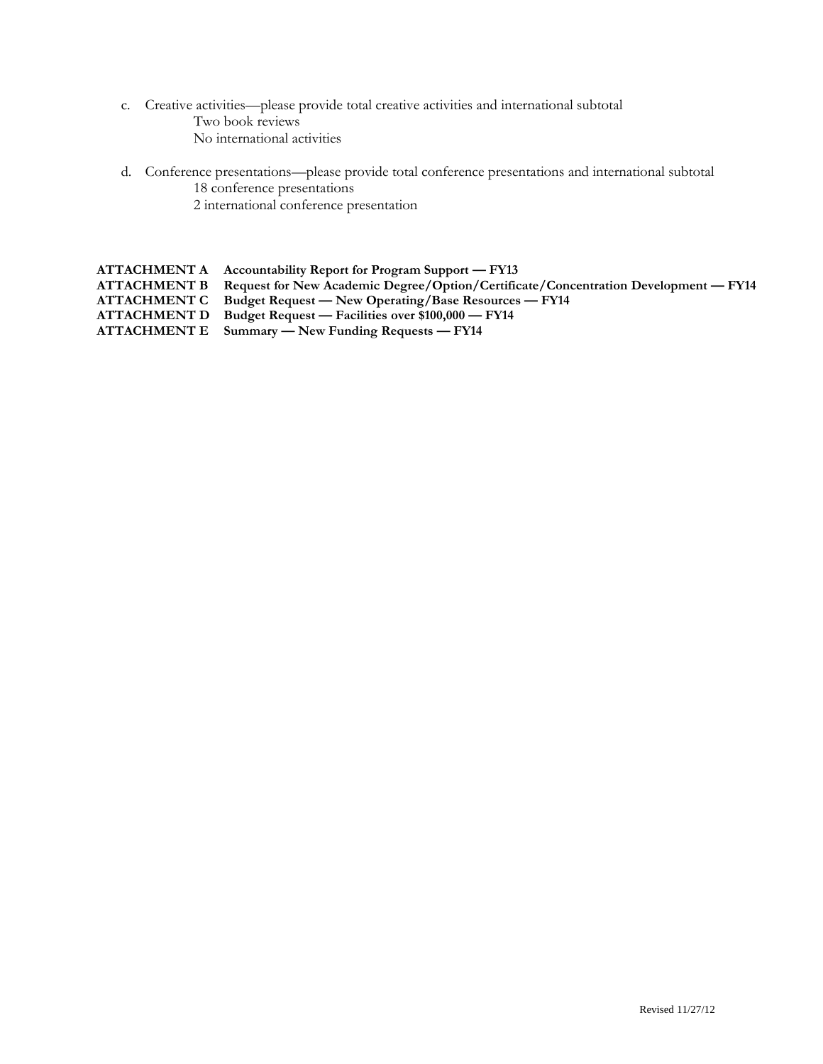c. Creative activities—please provide total creative activities and international subtotal
   Two book reviews
   No international activities

d. Conference presentations—please provide total conference presentations and international subtotal
   18 conference presentations
   2 international conference presentation

**ATTACHMENT A Accountability Report for Program Support — FY13**
**ATTACHMENT B Request for New Academic Degree/Option/Certificate/Concentration Development — FY14**
**ATTACHMENT C Budget Request — New Operating/Base Resources — FY14**
**ATTACHMENT D Budget Request — Facilities over $100,000 — FY14**
**ATTACHMENT E Summary — New Funding Requests — FY14**

Revised 11/27/12